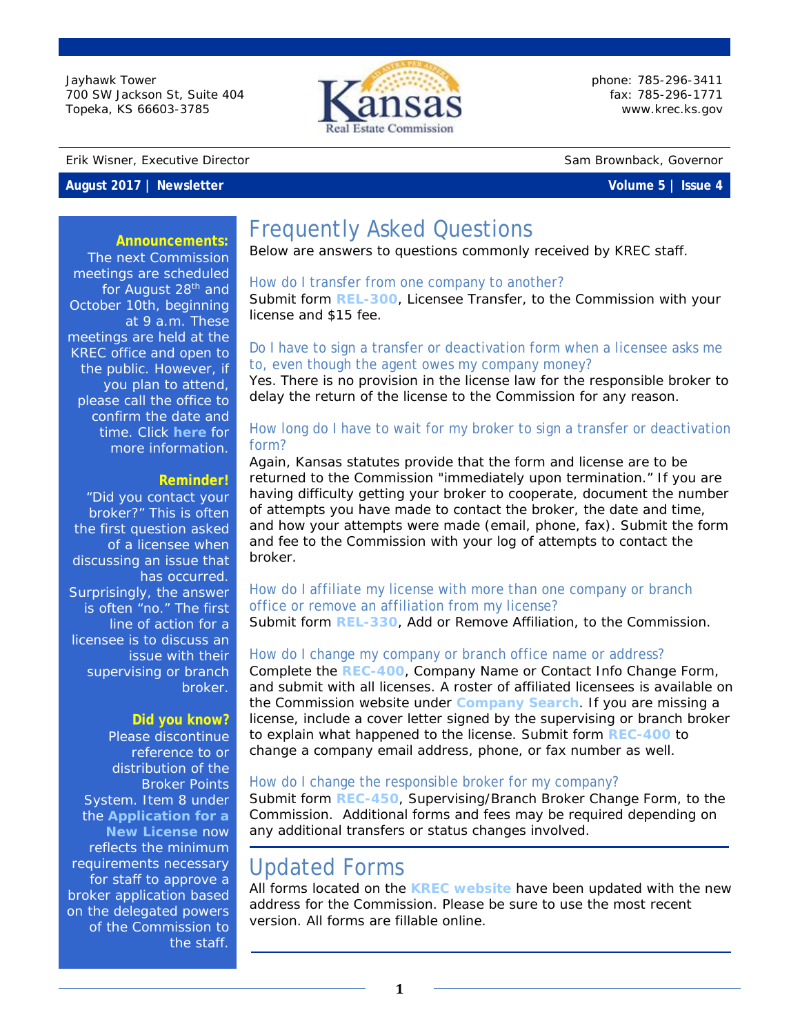Jayhawk Tower
700 SW Jackson St, Suite 404
Topeka, KS 66603-3785

Kansas Real Estate Commission

phone: 785-296-3411
fax: 785-296-1771
www.krec.ks.gov

Erik Wisner, Executive Director

Sam Brownback, Governor

**August 2017 | Newsletter** **Volume 5 | Issue 4**

**Announcements:**
The next Commission meetings are scheduled for August 28th and October 10th, beginning at 9 a.m. These meetings are held at the KREC office and open to the public. However, if you plan to attend, please call the office to confirm the date and time. Click **here** for more information.

**Reminder!**
"Did you contact your broker?" This is often the first question asked of a licensee when discussing an issue that has occurred. Surprisingly, the answer is often "no." The first line of action for a licensee is to discuss an issue with their supervising or branch broker.

**Did you know?**
Please discontinue reference to or distribution of the Broker Points System. Item 8 under the **Application for a New License** now reflects the minimum requirements necessary for staff to approve a broker application based on the delegated powers of the Commission to the staff.

# Frequently Asked Questions

Below are answers to questions commonly received by KREC staff.

### How do I transfer from one company to another?

Submit form **REL-300**, Licensee Transfer, to the Commission with your license and $15 fee.

### Do I have to sign a transfer or deactivation form when a licensee asks me to, even though the agent owes my company money?

Yes. There is no provision in the license law for the responsible broker to delay the return of the license to the Commission for any reason.

### How long do I have to wait for my broker to sign a transfer or deactivation form?

Again, Kansas statutes provide that the form and license are to be returned to the Commission "immediately upon termination." If you are having difficulty getting your broker to cooperate, document the number of attempts you have made to contact the broker, the date and time, and how your attempts were made (email, phone, fax). Submit the form and fee to the Commission with your log of attempts to contact the broker.

### How do I affiliate my license with more than one company or branch office or remove an affiliation from my license?

Submit form **REL-330**, Add or Remove Affiliation, to the Commission.

### How do I change my company or branch office name or address?

Complete the **REC-400**, Company Name or Contact Info Change Form, and submit with all licenses. A roster of affiliated licensees is available on the Commission website under **Company Search**. If you are missing a license, include a cover letter signed by the supervising or branch broker to explain what happened to the license. Submit form **REC-400** to change a company email address, phone, or fax number as well.

### How do I change the responsible broker for my company?

Submit form **REC-450**, Supervising/Branch Broker Change Form, to the Commission. Additional forms and fees may be required depending on any additional transfers or status changes involved.

# Updated Forms

All forms located on the **KREC website** have been updated with the new address for the Commission. Please be sure to use the most recent version. All forms are fillable online.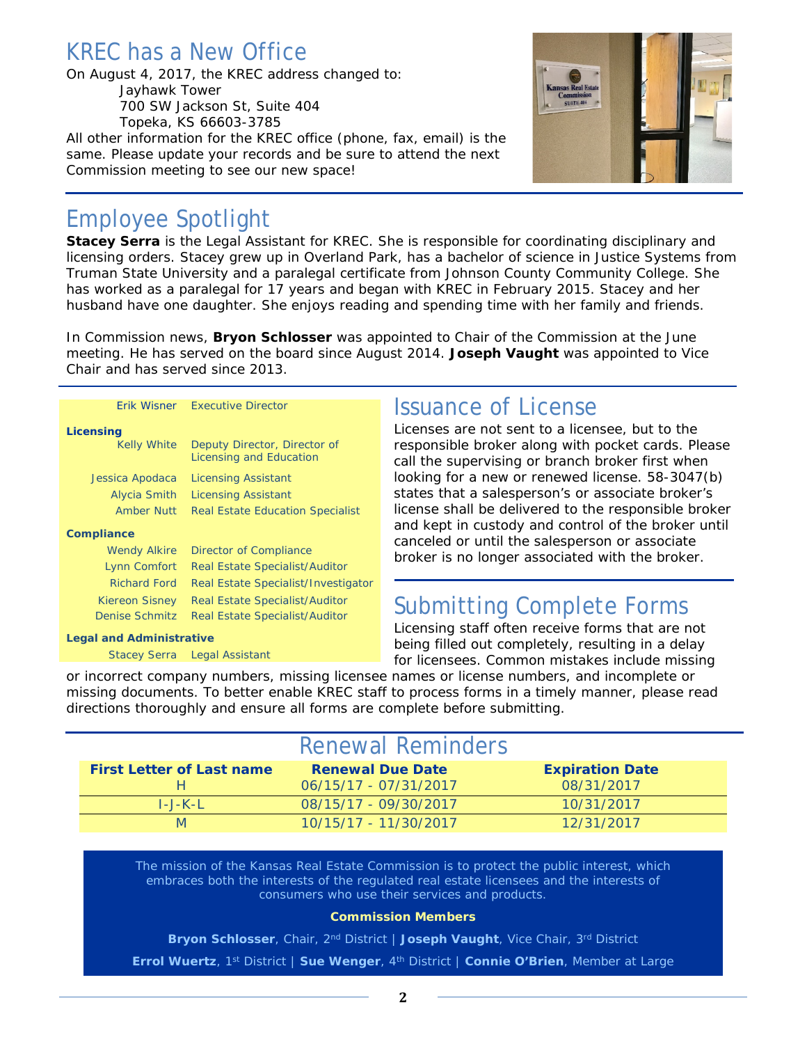# KREC has a New Office

On August 4, 2017, the KREC address changed to:

Jayhawk Tower
700 SW Jackson St, Suite 404
Topeka, KS 66603-3785

All other information for the KREC office (phone, fax, email) is the same. Please update your records and be sure to attend the next Commission meeting to see our new space!

# Employee Spotlight

**Stacey Serra** is the Legal Assistant for KREC. She is responsible for coordinating disciplinary and licensing orders. Stacey grew up in Overland Park, has a bachelor of science in Justice Systems from Truman State University and a paralegal certificate from Johnson County Community College. She has worked as a paralegal for 17 years and began with KREC in February 2015. Stacey and her husband have one daughter. She enjoys reading and spending time with her family and friends.

In Commission news, **Bryon Schlosser** was appointed to Chair of the Commission at the June meeting. He has served on the board since August 2014. **Joseph Vaught** was appointed to Vice Chair and has served since 2013.

| | |
|---|---|
| Erik Wisner | Executive Director |
| **Licensing** | |
| Kelly White | Deputy Director, Director of Licensing and Education |
| Jessica Apodaca | Licensing Assistant |
| Alycia Smith | Licensing Assistant |
| Amber Nutt | Real Estate Education Specialist |
| **Compliance** | |
| Wendy Alkire | Director of Compliance |
| Lynn Comfort | Real Estate Specialist/Auditor |
| Richard Ford | Real Estate Specialist/Investigator |
| Kiereon Sisney | Real Estate Specialist/Auditor |
| Denise Schmitz | Real Estate Specialist/Auditor |
| **Legal and Administrative** | |
| Stacey Serra | Legal Assistant |

# Issuance of License

Licenses are not sent to a licensee, but to the responsible broker along with pocket cards. Please call the supervising or branch broker first when looking for a new or renewed license. 58-3047(b) states that a salesperson's or associate broker's license shall be delivered to the responsible broker and kept in custody and control of the broker until canceled or until the salesperson or associate broker is no longer associated with the broker.

# Submitting Complete Forms

Licensing staff often receive forms that are not being filled out completely, resulting in a delay for licensees. Common mistakes include missing or incorrect company numbers, missing licensee names or license numbers, and incomplete or missing documents. To better enable KREC staff to process forms in a timely manner, please read directions thoroughly and ensure all forms are complete before submitting.

# Renewal Reminders

| First Letter of Last name | Renewal Due Date | Expiration Date |
|---|---|---|
| H | 06/15/17 - 07/31/2017 | 08/31/2017 |
| I-J-K-L | 08/15/17 - 09/30/2017 | 10/31/2017 |
| M | 10/15/17 - 11/30/2017 | 12/31/2017 |

The mission of the Kansas Real Estate Commission is to protect the public interest, which embraces both the interests of the regulated real estate licensees and the interests of consumers who use their services and products.

**Commission Members**

**Bryon Schlosser**, Chair, 2nd District | **Joseph Vaught**, Vice Chair, 3rd District

**Errol Wuertz**, 1st District | **Sue Wenger**, 4th District | **Connie O'Brien**, Member at Large